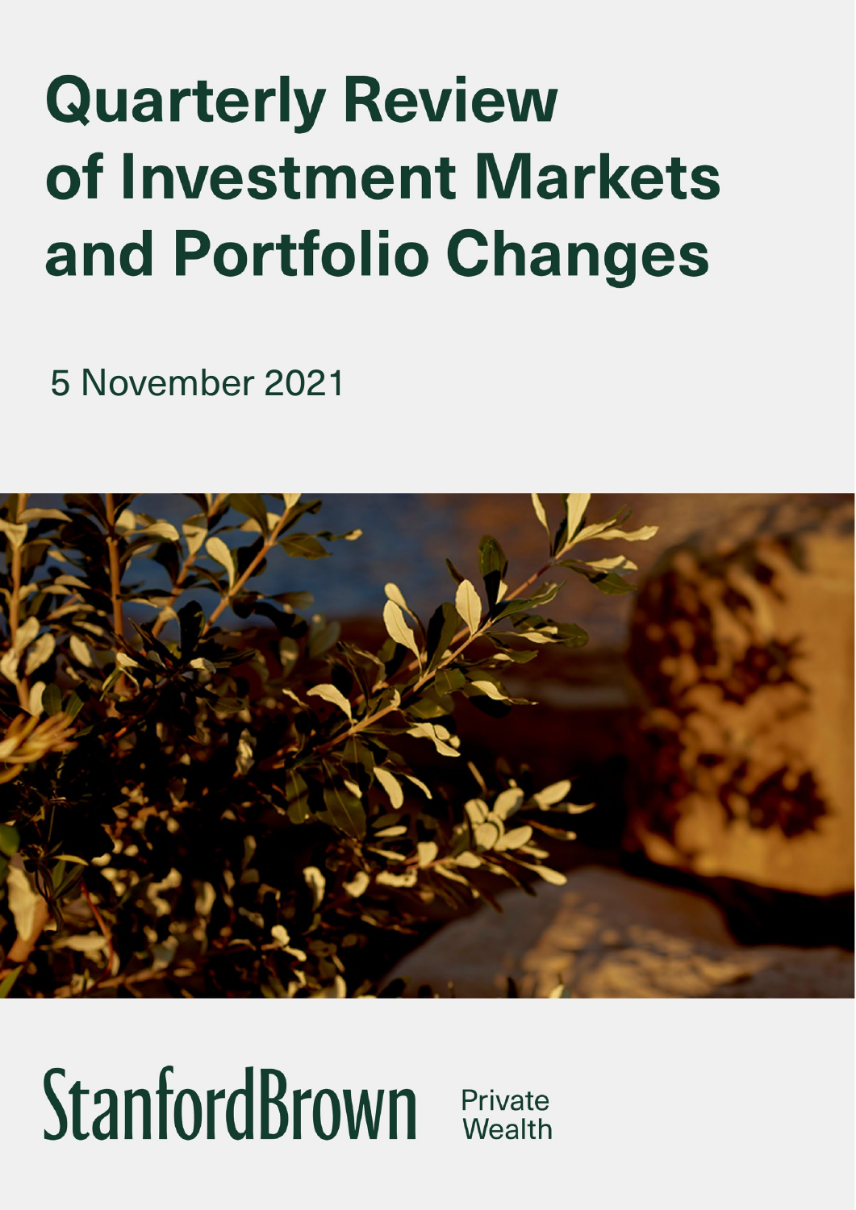# Quarterly Review of Investment Markets and Portfolio Changes

5 November 2021

StanfordBrown Private Wealth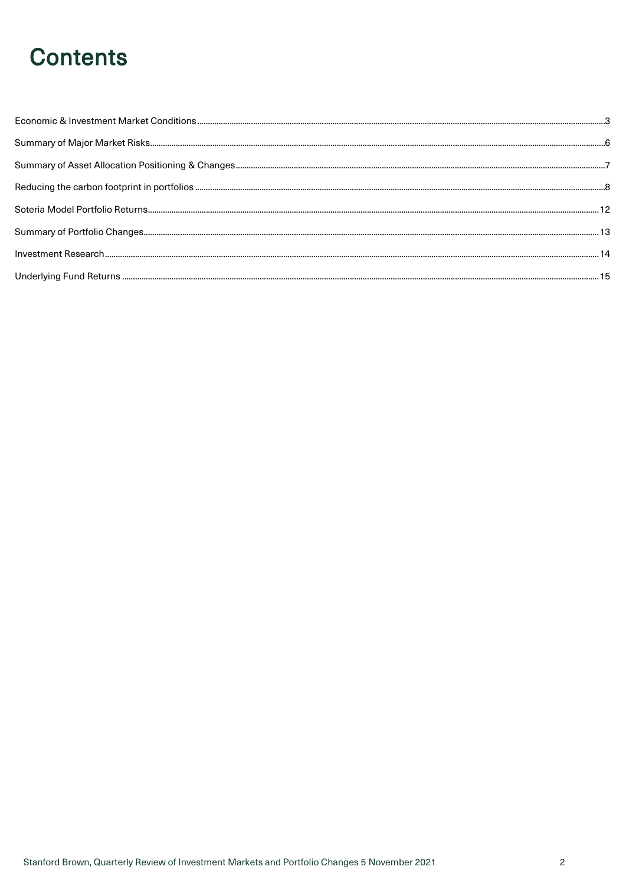# Contents

Economic & Investment Market Conditions....3

Summary of Major Market Risks....6

Summary of Asset Allocation Positioning & Changes....7

Reducing the carbon footprint in portfolios....8

Soteria Model Portfolio Returns....12

Summary of Portfolio Changes....13

Investment Research....14

Underlying Fund Returns....15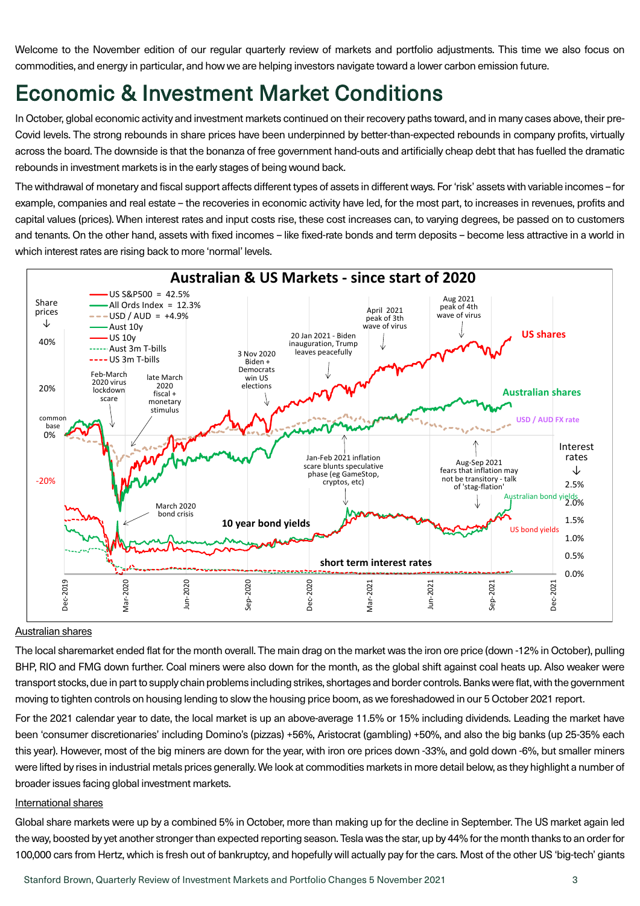Welcome to the November edition of our regular quarterly review of markets and portfolio adjustments. This time we also focus on commodities, and energy in particular, and how we are helping investors navigate toward a lower carbon emission future.

# Economic & Investment Market Conditions

In October, global economic activity and investment markets continued on their recovery paths toward, and in many cases above, their pre-Covid levels. The strong rebounds in share prices have been underpinned by better-than-expected rebounds in company profits, virtually across the board. The downside is that the bonanza of free government hand-outs and artificially cheap debt that has fuelled the dramatic rebounds in investment markets is in the early stages of being wound back.

The withdrawal of monetary and fiscal support affects different types of assets in different ways. For 'risk' assets with variable incomes – for example, companies and real estate – the recoveries in economic activity have led, for the most part, to increases in revenues, profits and capital values (prices). When interest rates and input costs rise, these cost increases can, to varying degrees, be passed on to customers and tenants. On the other hand, assets with fixed incomes – like fixed-rate bonds and term deposits – become less attractive in a world in which interest rates are rising back to more 'normal' levels.

<u>Australian shares</u>

The local sharemarket ended flat for the month overall. The main drag on the market was the iron ore price (down -12% in October), pulling BHP, RIO and FMG down further. Coal miners were also down for the month, as the global shift against coal heats up. Also weaker were transport stocks, due in part to supply chain problems including strikes, shortages and border controls. Banks were flat, with the government moving to tighten controls on housing lending to slow the housing price boom, as we foreshadowed in our 5 October 2021 report.

For the 2021 calendar year to date, the local market is up an above-average 11.5% or 15% including dividends. Leading the market have been 'consumer discretionaries' including Domino's (pizzas) +56%, Aristocrat (gambling) +50%, and also the big banks (up 25-35% each this year). However, most of the big miners are down for the year, with iron ore prices down -33%, and gold down -6%, but smaller miners were lifted by rises in industrial metals prices generally. We look at commodities markets in more detail below, as they highlight a number of broader issues facing global investment markets.

<u>International shares</u>

Global share markets were up by a combined 5% in October, more than making up for the decline in September. The US market again led the way, boosted by yet another stronger than expected reporting season. Tesla was the star, up by 44% for the month thanks to an order for 100,000 cars from Hertz, which is fresh out of bankruptcy, and hopefully will actually pay for the cars. Most of the other US 'big-tech' giants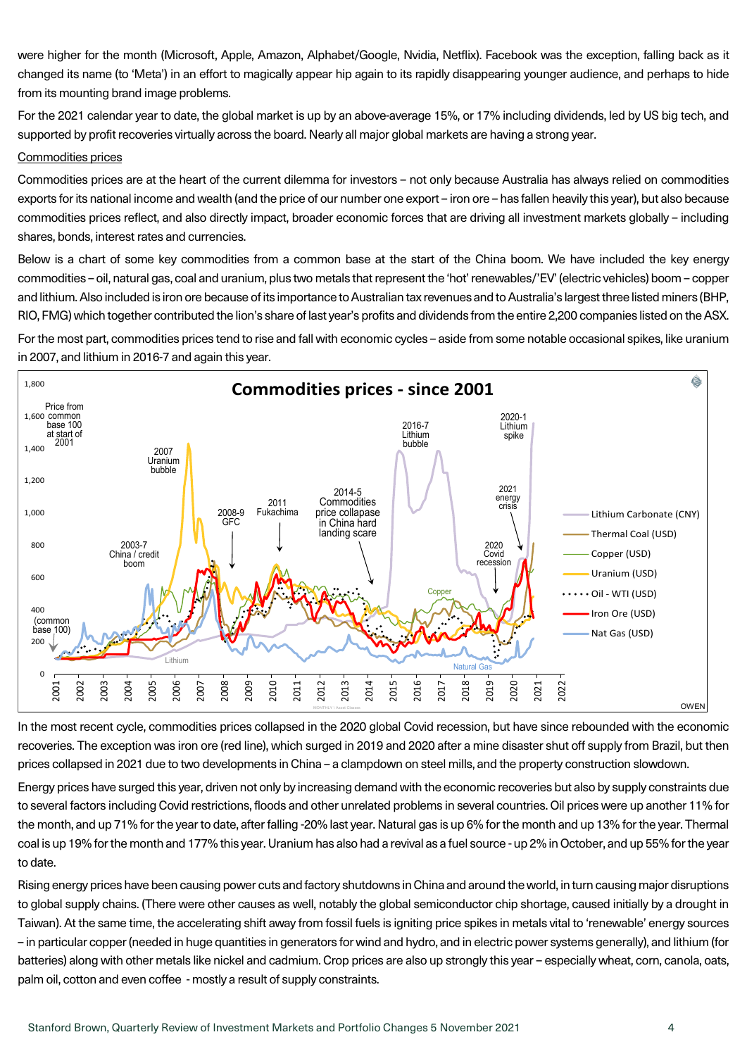were higher for the month (Microsoft, Apple, Amazon, Alphabet/Google, Nvidia, Netflix). Facebook was the exception, falling back as it changed its name (to 'Meta') in an effort to magically appear hip again to its rapidly disappearing younger audience, and perhaps to hide from its mounting brand image problems.

For the 2021 calendar year to date, the global market is up by an above-average 15%, or 17% including dividends, led by US big tech, and supported by profit recoveries virtually across the board. Nearly all major global markets are having a strong year.

## Commodities prices

Commodities prices are at the heart of the current dilemma for investors – not only because Australia has always relied on commodities exports for its national income and wealth (and the price of our number one export – iron ore – has fallen heavily this year), but also because commodities prices reflect, and also directly impact, broader economic forces that are driving all investment markets globally – including shares, bonds, interest rates and currencies.

Below is a chart of some key commodities from a common base at the start of the China boom. We have included the key energy commodities – oil, natural gas, coal and uranium, plus two metals that represent the 'hot' renewables/'EV' (electric vehicles) boom – copper and lithium. Also included is iron ore because of its importance to Australian tax revenues and to Australia's largest three listed miners (BHP, RIO, FMG) which together contributed the lion's share of last year's profits and dividends from the entire 2,200 companies listed on the ASX.

For the most part, commodities prices tend to rise and fall with economic cycles – aside from some notable occasional spikes, like uranium in 2007, and lithium in 2016-7 and again this year.

**Commodities prices - since 2001**

In the most recent cycle, commodities prices collapsed in the 2020 global Covid recession, but have since rebounded with the economic recoveries. The exception was iron ore (red line), which surged in 2019 and 2020 after a mine disaster shut off supply from Brazil, but then prices collapsed in 2021 due to two developments in China – a clampdown on steel mills, and the property construction slowdown.

Energy prices have surged this year, driven not only by increasing demand with the economic recoveries but also by supply constraints due to several factors including Covid restrictions, floods and other unrelated problems in several countries. Oil prices were up another 11% for the month, and up 71% for the year to date, after falling -20% last year. Natural gas is up 6% for the month and up 13% for the year. Thermal coal is up 19% for the month and 177% this year. Uranium has also had a revival as a fuel source - up 2% in October, and up 55% for the year to date.

Rising energy prices have been causing power cuts and factory shutdowns in China and around the world, in turn causing major disruptions to global supply chains. (There were other causes as well, notably the global semiconductor chip shortage, caused initially by a drought in Taiwan). At the same time, the accelerating shift away from fossil fuels is igniting price spikes in metals vital to 'renewable' energy sources – in particular copper (needed in huge quantities in generators for wind and hydro, and in electric power systems generally), and lithium (for batteries) along with other metals like nickel and cadmium. Crop prices are also up strongly this year – especially wheat, corn, canola, oats, palm oil, cotton and even coffee - mostly a result of supply constraints.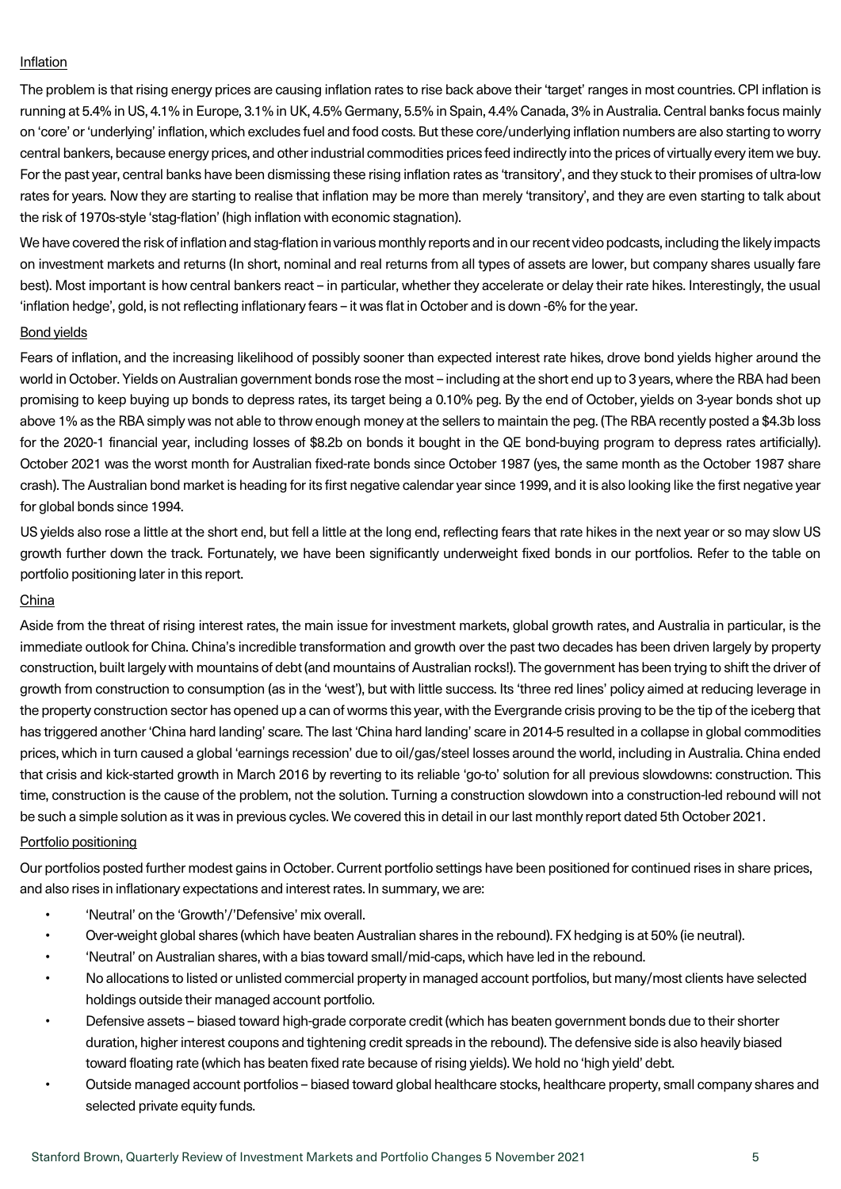## Inflation

The problem is that rising energy prices are causing inflation rates to rise back above their 'target' ranges in most countries. CPI inflation is running at 5.4% in US, 4.1% in Europe, 3.1% in UK, 4.5% Germany, 5.5% in Spain, 4.4% Canada, 3% in Australia. Central banks focus mainly on 'core' or 'underlying' inflation, which excludes fuel and food costs. But these core/underlying inflation numbers are also starting to worry central bankers, because energy prices, and other industrial commodities prices feed indirectly into the prices of virtually every item we buy. For the past year, central banks have been dismissing these rising inflation rates as 'transitory', and they stuck to their promises of ultra-low rates for years. Now they are starting to realise that inflation may be more than merely 'transitory', and they are even starting to talk about the risk of 1970s-style 'stag-flation' (high inflation with economic stagnation).

We have covered the risk of inflation and stag-flation in various monthly reports and in our recent video podcasts, including the likely impacts on investment markets and returns (In short, nominal and real returns from all types of assets are lower, but company shares usually fare best). Most important is how central bankers react – in particular, whether they accelerate or delay their rate hikes. Interestingly, the usual 'inflation hedge', gold, is not reflecting inflationary fears – it was flat in October and is down -6% for the year.

## Bond yields

Fears of inflation, and the increasing likelihood of possibly sooner than expected interest rate hikes, drove bond yields higher around the world in October. Yields on Australian government bonds rose the most – including at the short end up to 3 years, where the RBA had been promising to keep buying up bonds to depress rates, its target being a 0.10% peg. By the end of October, yields on 3-year bonds shot up above 1% as the RBA simply was not able to throw enough money at the sellers to maintain the peg. (The RBA recently posted a $4.3b loss for the 2020-1 financial year, including losses of $8.2b on bonds it bought in the QE bond-buying program to depress rates artificially). October 2021 was the worst month for Australian fixed-rate bonds since October 1987 (yes, the same month as the October 1987 share crash). The Australian bond market is heading for its first negative calendar year since 1999, and it is also looking like the first negative year for global bonds since 1994.

US yields also rose a little at the short end, but fell a little at the long end, reflecting fears that rate hikes in the next year or so may slow US growth further down the track. Fortunately, we have been significantly underweight fixed bonds in our portfolios. Refer to the table on portfolio positioning later in this report.

## China

Aside from the threat of rising interest rates, the main issue for investment markets, global growth rates, and Australia in particular, is the immediate outlook for China. China's incredible transformation and growth over the past two decades has been driven largely by property construction, built largely with mountains of debt (and mountains of Australian rocks!). The government has been trying to shift the driver of growth from construction to consumption (as in the 'west'), but with little success. Its 'three red lines' policy aimed at reducing leverage in the property construction sector has opened up a can of worms this year, with the Evergrande crisis proving to be the tip of the iceberg that has triggered another 'China hard landing' scare. The last 'China hard landing' scare in 2014-5 resulted in a collapse in global commodities prices, which in turn caused a global 'earnings recession' due to oil/gas/steel losses around the world, including in Australia. China ended that crisis and kick-started growth in March 2016 by reverting to its reliable 'go-to' solution for all previous slowdowns: construction. This time, construction is the cause of the problem, not the solution. Turning a construction slowdown into a construction-led rebound will not be such a simple solution as it was in previous cycles. We covered this in detail in our last monthly report dated 5th October 2021.

## Portfolio positioning

Our portfolios posted further modest gains in October. Current portfolio settings have been positioned for continued rises in share prices, and also rises in inflationary expectations and interest rates. In summary, we are:

- 'Neutral' on the 'Growth'/'Defensive' mix overall.
- Over-weight global shares (which have beaten Australian shares in the rebound). FX hedging is at 50% (ie neutral).
- 'Neutral' on Australian shares, with a bias toward small/mid-caps, which have led in the rebound.
- No allocations to listed or unlisted commercial property in managed account portfolios, but many/most clients have selected holdings outside their managed account portfolio.
- Defensive assets – biased toward high-grade corporate credit (which has beaten government bonds due to their shorter duration, higher interest coupons and tightening credit spreads in the rebound). The defensive side is also heavily biased toward floating rate (which has beaten fixed rate because of rising yields). We hold no 'high yield' debt.
- Outside managed account portfolios – biased toward global healthcare stocks, healthcare property, small company shares and selected private equity funds.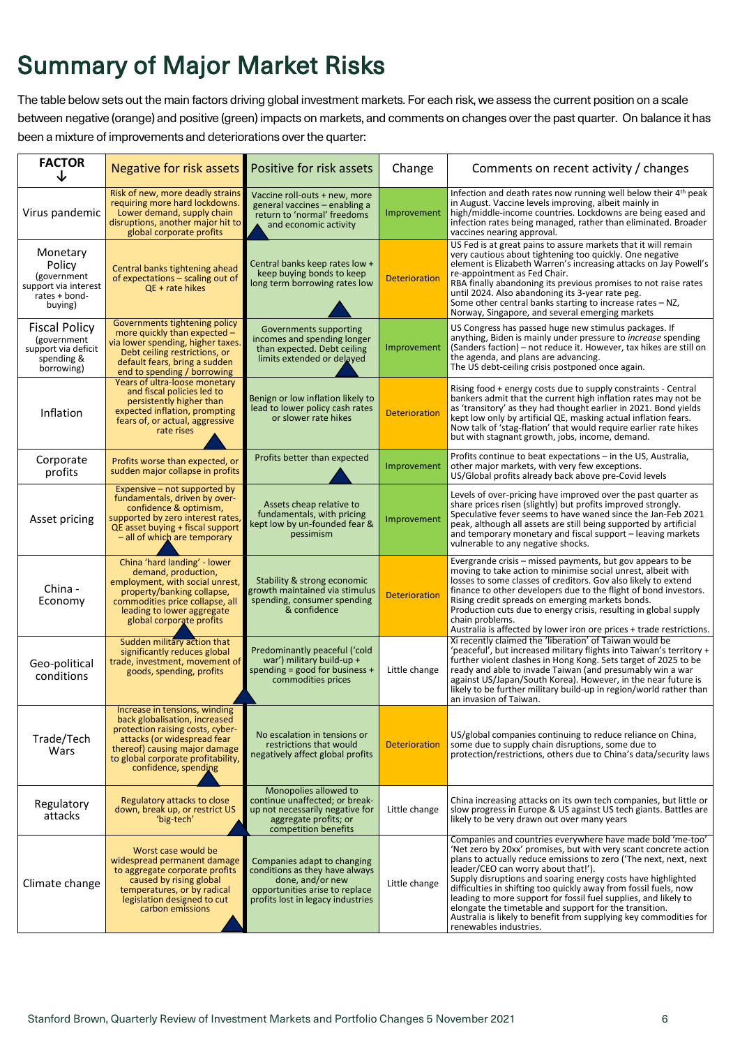# Summary of Major Market Risks

The table below sets out the main factors driving global investment markets. For each risk, we assess the current position on a scale between negative (orange) and positive (green) impacts on markets, and comments on changes over the past quarter. On balance it has been a mixture of improvements and deteriorations over the quarter:

| FACTOR ↓ | Negative for risk assets | Positive for risk assets | Change | Comments on recent activity / changes |
|---|---|---|---|---|
| Virus pandemic | Risk of new, more deadly strains requiring more hard lockdowns. Lower demand, supply chain disruptions, another major hit to global corporate profits | Vaccine roll-outs + new, more general vaccines – enabling a return to 'normal' freedoms and economic activity | Improvement | Infection and death rates now running well below their 4th peak in August. Vaccine levels improving, albeit mainly in high/middle-income countries. Lockdowns are being eased and infection rates being managed, rather than eliminated. Broader vaccines nearing approval. |
| Monetary Policy (government support via interest rates + bond-buying) | Central banks tightening ahead of expectations – scaling out of QE + rate hikes | Central banks keep rates low + keep buying bonds to keep long term borrowing rates low | Deterioration | US Fed is at great pains to assure markets that it will remain very cautious about tightening too quickly. One negative element is Elizabeth Warren's increasing attacks on Jay Powell's re-appointment as Fed Chair. RBA finally abandoning its previous promises to not raise rates until 2024. Also abandoning its 3-year rate peg. Some other central banks starting to increase rates – NZ, Norway, Singapore, and several emerging markets |
| Fiscal Policy (government support via deficit spending & borrowing) | Governments tightening policy more quickly than expected – via lower spending, higher taxes. Debt ceiling restrictions, or default fears, bring a sudden end to spending / borrowing | Governments supporting incomes and spending longer than expected. Debt ceiling limits extended or delayed | Improvement | US Congress has passed huge new stimulus packages. If anything, Biden is mainly under pressure to *increase* spending (Sanders faction) – not reduce it. However, tax hikes are still on the agenda, and plans are advancing. The US debt-ceiling crisis postponed once again. |
| Inflation | Years of ultra-loose monetary and fiscal policies led to persistently higher than expected inflation, prompting fears of, or actual, aggressive rate rises | Benign or low inflation likely to lead to lower policy cash rates or slower rate hikes | Deterioration | Rising food + energy costs due to supply constraints - Central bankers admit that the current high inflation rates may not be as 'transitory' as they had thought earlier in 2021. Bond yields kept low only by artificial QE, masking actual inflation fears. Now talk of 'stag-flation' that would require earlier rate hikes but with stagnant growth, jobs, income, demand. |
| Corporate profits | Profits worse than expected, or sudden major collapse in profits | Profits better than expected | Improvement | Profits continue to beat expectations – in the US, Australia, other major markets, with very few exceptions. US/Global profits already back above pre-Covid levels |
| Asset pricing | Expensive – not supported by fundamentals, driven by over-confidence & optimism, supported by zero interest rates, QE asset buying + fiscal support – all of which are temporary | Assets cheap relative to fundamentals, with pricing kept low by un-founded fear & pessimism | Improvement | Levels of over-pricing have improved over the past quarter as share prices risen (slightly) but profits improved strongly. Speculative fever seems to have waned since the Jan-Feb 2021 peak, although all assets are still being supported by artificial and temporary monetary and fiscal support – leaving markets vulnerable to any negative shocks. |
| China - Economy | China 'hard landing' - lower demand, production, employment, with social unrest, property/banking collapse, commodities price collapse, all leading to lower aggregate global corporate profits | Stability & strong economic growth maintained via stimulus spending, consumer spending & confidence | Deterioration | Evergrande crisis – missed payments, but gov appears to be moving to take action to minimise social unrest, albeit with losses to some classes of creditors. Gov also likely to extend finance to other developers due to the flight of bond investors. Rising credit spreads on emerging markets bonds. Production cuts due to energy crisis, resulting in global supply chain problems. Australia is affected by lower iron ore prices + trade restrictions. |
| Geo-political conditions | Sudden military action that significantly reduces global trade, investment, movement of goods, spending, profits | Predominantly peaceful ('cold war') military build-up + spending = good for business + commodities prices | Little change | Xi recently claimed the 'liberation' of Taiwan would be 'peaceful', but increased military flights into Taiwan's territory + further violent clashes in Hong Kong. Sets target of 2025 to be ready and able to invade Taiwan (and presumably win a war against US/Japan/South Korea). However, in the near future is likely to be further military build-up in region/world rather than an invasion of Taiwan. |
| Trade/Tech Wars | Increase in tensions, winding back globalisation, increased protection raising costs, cyber-attacks (or widespread fear thereof) causing major damage to global corporate profitability, confidence, spending | No escalation in tensions or restrictions that would negatively affect global profits | Deterioration | US/global companies continuing to reduce reliance on China, some due to supply chain disruptions, some due to protection/restrictions, others due to China's data/security laws |
| Regulatory attacks | Regulatory attacks to close down, break up, or restrict US 'big-tech' | Monopolies allowed to continue unaffected; or break-up not necessarily negative for aggregate profits; or competition benefits | Little change | China increasing attacks on its own tech companies, but little or slow progress in Europe & US against US tech giants. Battles are likely to be very drawn out over many years |
| Climate change | Worst case would be widespread permanent damage to aggregate corporate profits caused by rising global temperatures, or by radical legislation designed to cut carbon emissions | Companies adapt to changing conditions as they have always done, and/or new opportunities arise to replace profits lost in legacy industries | Little change | Companies and countries everywhere have made bold 'me-too' 'Net zero by 20xx' promises, but with very scant concrete action plans to actually reduce emissions to zero ('The next, next, next leader/CEO can worry about that!'). Supply disruptions and soaring energy costs have highlighted difficulties in shifting too quickly away from fossil fuels, now leading to more support for fossil fuel supplies, and likely to elongate the timetable and support for the transition. Australia is likely to benefit from supplying key commodities for renewables industries. |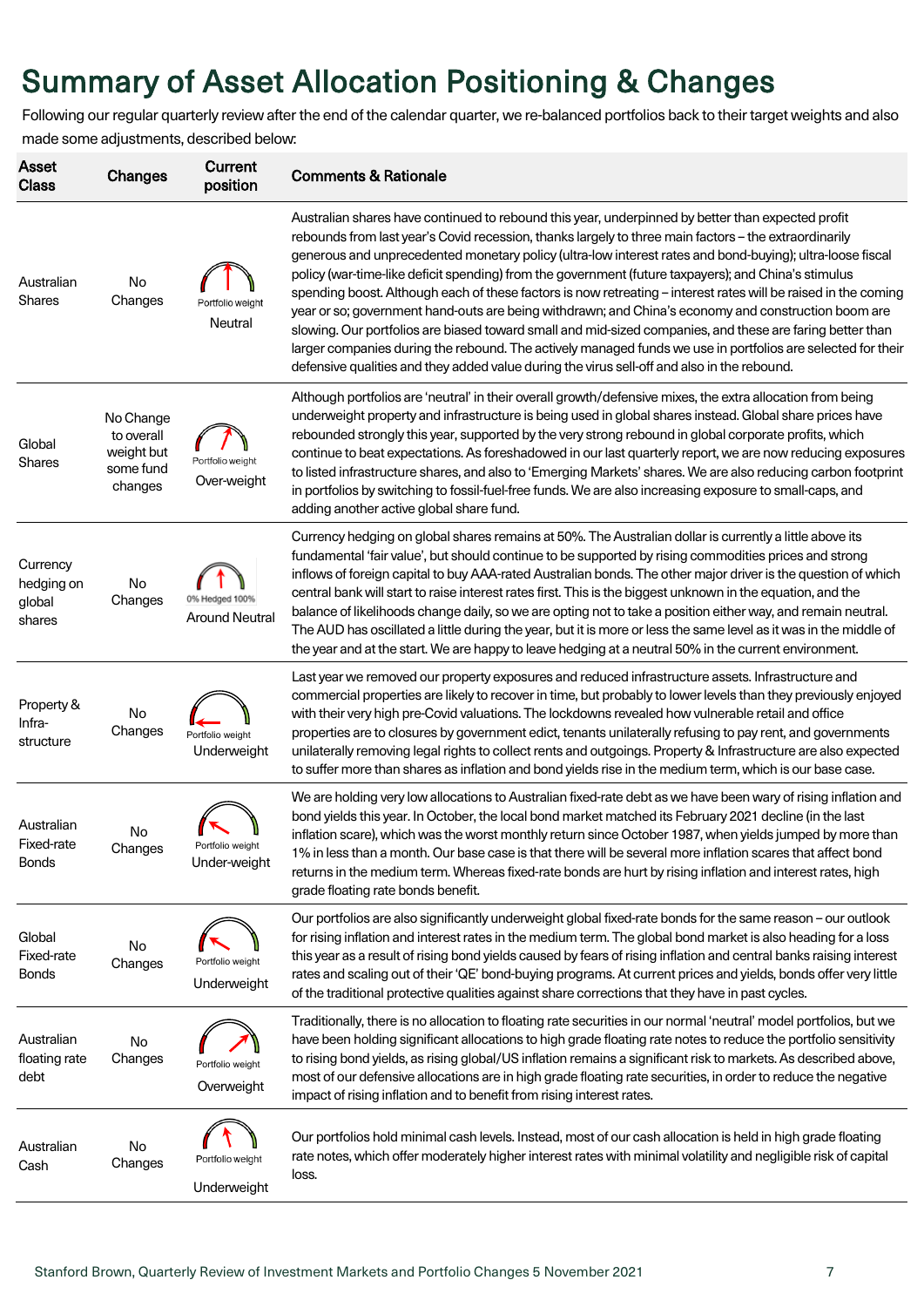# Summary of Asset Allocation Positioning & Changes

Following our regular quarterly review after the end of the calendar quarter, we re-balanced portfolios back to their target weights and also made some adjustments, described below:

| Asset Class | Changes | Current position | Comments & Rationale |
|---|---|---|---|
| Australian Shares | No Changes | Portfolio weight Neutral | Australian shares have continued to rebound this year, underpinned by better than expected profit rebounds from last year's Covid recession, thanks largely to three main factors – the extraordinarily generous and unprecedented monetary policy (ultra-low interest rates and bond-buying); ultra-loose fiscal policy (war-time-like deficit spending) from the government (future taxpayers); and China's stimulus spending boost. Although each of these factors is now retreating – interest rates will be raised in the coming year or so; government hand-outs are being withdrawn; and China's economy and construction boom are slowing. Our portfolios are biased toward small and mid-sized companies, and these are faring better than larger companies during the rebound. The actively managed funds we use in portfolios are selected for their defensive qualities and they added value during the virus sell-off and also in the rebound. |
| Global Shares | No Change to overall weight but some fund changes | Portfolio weight Over-weight | Although portfolios are 'neutral' in their overall growth/defensive mixes, the extra allocation from being underweight property and infrastructure is being used in global shares instead. Global share prices have rebounded strongly this year, supported by the very strong rebound in global corporate profits, which continue to beat expectations. As foreshadowed in our last quarterly report, we are now reducing exposures to listed infrastructure shares, and also to 'Emerging Markets' shares. We are also reducing carbon footprint in portfolios by switching to fossil-fuel-free funds. We are also increasing exposure to small-caps, and adding another active global share fund. |
| Currency hedging on global shares | No Changes | 0% Hedged 100% Around Neutral | Currency hedging on global shares remains at 50%. The Australian dollar is currently a little above its fundamental 'fair value', but should continue to be supported by rising commodities prices and strong inflows of foreign capital to buy AAA-rated Australian bonds. The other major driver is the question of which central bank will start to raise interest rates first. This is the biggest unknown in the equation, and the balance of likelihoods change daily, so we are opting not to take a position either way, and remain neutral. The AUD has oscillated a little during the year, but it is more or less the same level as it was in the middle of the year and at the start. We are happy to leave hedging at a neutral 50% in the current environment. |
| Property & Infra-structure | No Changes | Portfolio weight Underweight | Last year we removed our property exposures and reduced infrastructure assets. Infrastructure and commercial properties are likely to recover in time, but probably to lower levels than they previously enjoyed with their very high pre-Covid valuations. The lockdowns revealed how vulnerable retail and office properties are to closures by government edict, tenants unilaterally refusing to pay rent, and governments unilaterally removing legal rights to collect rents and outgoings. Property & Infrastructure are also expected to suffer more than shares as inflation and bond yields rise in the medium term, which is our base case. |
| Australian Fixed-rate Bonds | No Changes | Portfolio weight Under-weight | We are holding very low allocations to Australian fixed-rate debt as we have been wary of rising inflation and bond yields this year. In October, the local bond market matched its February 2021 decline (in the last inflation scare), which was the worst monthly return since October 1987, when yields jumped by more than 1% in less than a month. Our base case is that there will be several more inflation scares that affect bond returns in the medium term. Whereas fixed-rate bonds are hurt by rising inflation and interest rates, high grade floating rate bonds benefit. |
| Global Fixed-rate Bonds | No Changes | Portfolio weight Underweight | Our portfolios are also significantly underweight global fixed-rate bonds for the same reason – our outlook for rising inflation and interest rates in the medium term. The global bond market is also heading for a loss this year as a result of rising bond yields caused by fears of rising inflation and central banks raising interest rates and scaling out of their 'QE' bond-buying programs. At current prices and yields, bonds offer very little of the traditional protective qualities against share corrections that they have in past cycles. |
| Australian floating rate debt | No Changes | Portfolio weight Overweight | Traditionally, there is no allocation to floating rate securities in our normal 'neutral' model portfolios, but we have been holding significant allocations to high grade floating rate notes to reduce the portfolio sensitivity to rising bond yields, as rising global/US inflation remains a significant risk to markets. As described above, most of our defensive allocations are in high grade floating rate securities, in order to reduce the negative impact of rising inflation and to benefit from rising interest rates. |
| Australian Cash | No Changes | Portfolio weight Underweight | Our portfolios hold minimal cash levels. Instead, most of our cash allocation is held in high grade floating rate notes, which offer moderately higher interest rates with minimal volatility and negligible risk of capital loss. |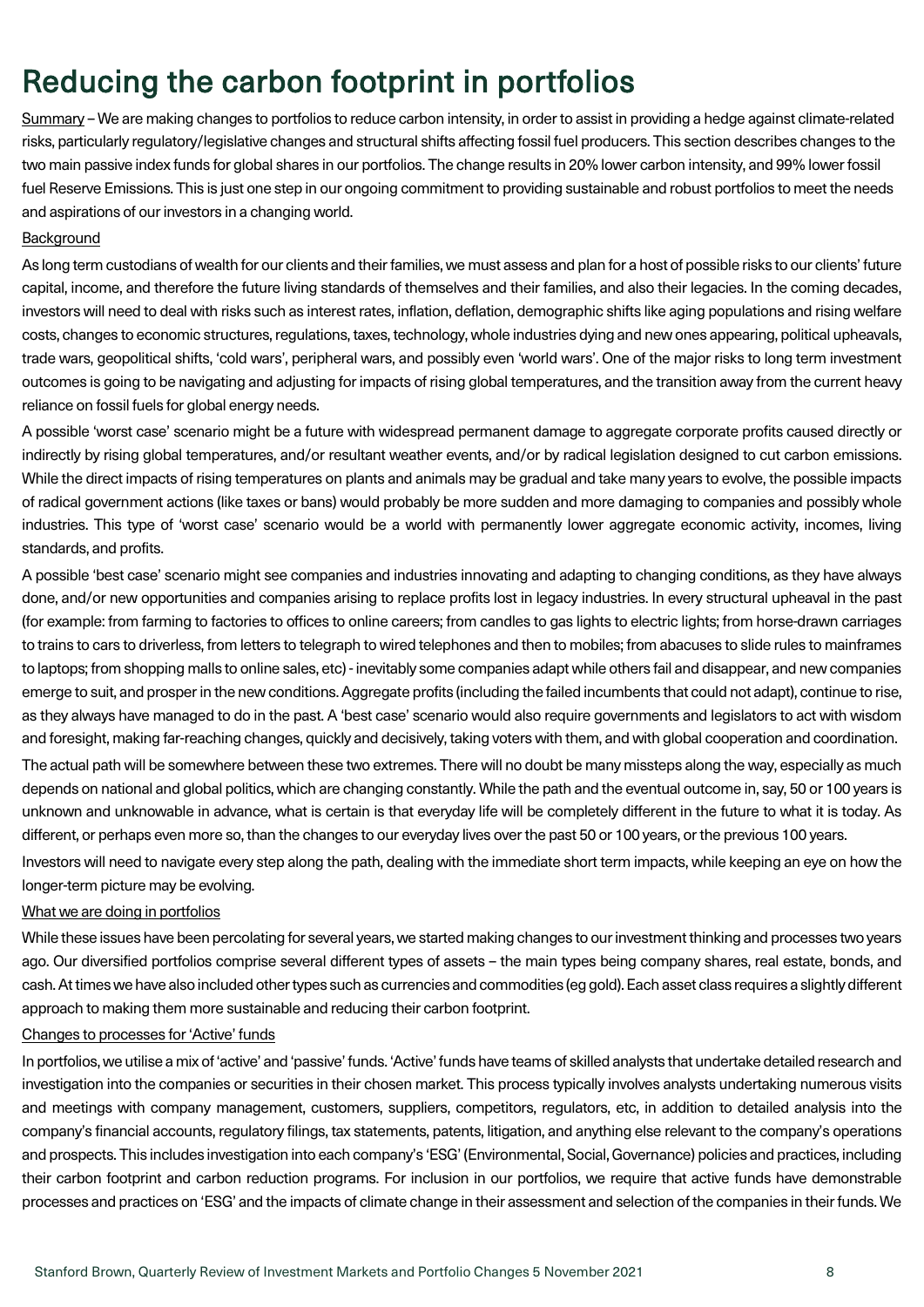# Reducing the carbon footprint in portfolios

Summary – We are making changes to portfolios to reduce carbon intensity, in order to assist in providing a hedge against climate-related risks, particularly regulatory/legislative changes and structural shifts affecting fossil fuel producers. This section describes changes to the two main passive index funds for global shares in our portfolios. The change results in 20% lower carbon intensity, and 99% lower fossil fuel Reserve Emissions. This is just one step in our ongoing commitment to providing sustainable and robust portfolios to meet the needs and aspirations of our investors in a changing world.

Background

As long term custodians of wealth for our clients and their families, we must assess and plan for a host of possible risks to our clients' future capital, income, and therefore the future living standards of themselves and their families, and also their legacies. In the coming decades, investors will need to deal with risks such as interest rates, inflation, deflation, demographic shifts like aging populations and rising welfare costs, changes to economic structures, regulations, taxes, technology, whole industries dying and new ones appearing, political upheavals, trade wars, geopolitical shifts, 'cold wars', peripheral wars, and possibly even 'world wars'. One of the major risks to long term investment outcomes is going to be navigating and adjusting for impacts of rising global temperatures, and the transition away from the current heavy reliance on fossil fuels for global energy needs.

A possible 'worst case' scenario might be a future with widespread permanent damage to aggregate corporate profits caused directly or indirectly by rising global temperatures, and/or resultant weather events, and/or by radical legislation designed to cut carbon emissions. While the direct impacts of rising temperatures on plants and animals may be gradual and take many years to evolve, the possible impacts of radical government actions (like taxes or bans) would probably be more sudden and more damaging to companies and possibly whole industries. This type of 'worst case' scenario would be a world with permanently lower aggregate economic activity, incomes, living standards, and profits.

A possible 'best case' scenario might see companies and industries innovating and adapting to changing conditions, as they have always done, and/or new opportunities and companies arising to replace profits lost in legacy industries. In every structural upheaval in the past (for example: from farming to factories to offices to online careers; from candles to gas lights to electric lights; from horse-drawn carriages to trains to cars to driverless, from letters to telegraph to wired telephones and then to mobiles; from abacuses to slide rules to mainframes to laptops; from shopping malls to online sales, etc) - inevitably some companies adapt while others fail and disappear, and new companies emerge to suit, and prosper in the new conditions. Aggregate profits (including the failed incumbents that could not adapt), continue to rise, as they always have managed to do in the past. A 'best case' scenario would also require governments and legislators to act with wisdom and foresight, making far-reaching changes, quickly and decisively, taking voters with them, and with global cooperation and coordination.

The actual path will be somewhere between these two extremes. There will no doubt be many missteps along the way, especially as much depends on national and global politics, which are changing constantly. While the path and the eventual outcome in, say, 50 or 100 years is unknown and unknowable in advance, what is certain is that everyday life will be completely different in the future to what it is today. As different, or perhaps even more so, than the changes to our everyday lives over the past 50 or 100 years, or the previous 100 years.

Investors will need to navigate every step along the path, dealing with the immediate short term impacts, while keeping an eye on how the longer-term picture may be evolving.

What we are doing in portfolios

While these issues have been percolating for several years, we started making changes to our investment thinking and processes two years ago. Our diversified portfolios comprise several different types of assets – the main types being company shares, real estate, bonds, and cash. At times we have also included other types such as currencies and commodities (eg gold). Each asset class requires a slightly different approach to making them more sustainable and reducing their carbon footprint.

Changes to processes for 'Active' funds

In portfolios, we utilise a mix of 'active' and 'passive' funds. 'Active' funds have teams of skilled analysts that undertake detailed research and investigation into the companies or securities in their chosen market. This process typically involves analysts undertaking numerous visits and meetings with company management, customers, suppliers, competitors, regulators, etc, in addition to detailed analysis into the company's financial accounts, regulatory filings, tax statements, patents, litigation, and anything else relevant to the company's operations and prospects. This includes investigation into each company's 'ESG' (Environmental, Social, Governance) policies and practices, including their carbon footprint and carbon reduction programs. For inclusion in our portfolios, we require that active funds have demonstrable processes and practices on 'ESG' and the impacts of climate change in their assessment and selection of the companies in their funds. We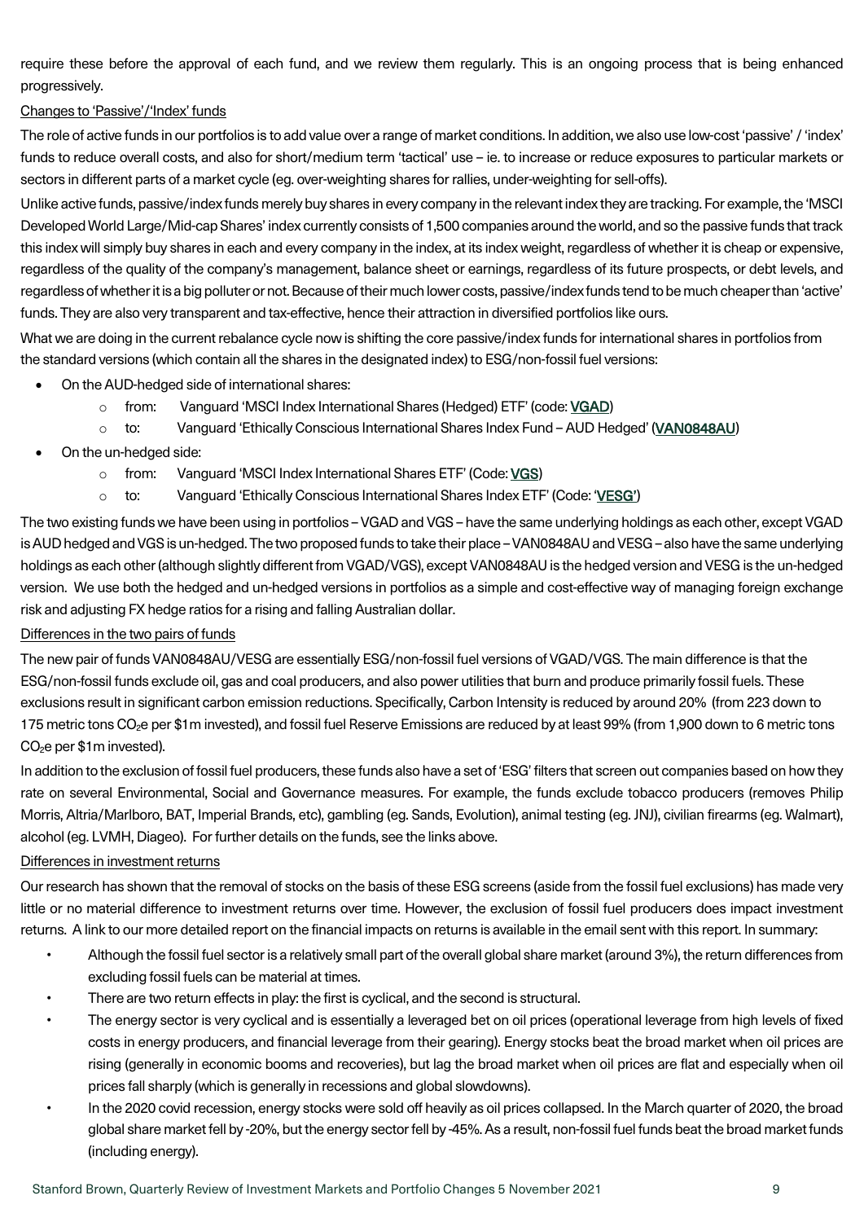require these before the approval of each fund, and we review them regularly. This is an ongoing process that is being enhanced progressively.

Changes to 'Passive'/'Index' funds

The role of active funds in our portfolios is to add value over a range of market conditions. In addition, we also use low-cost 'passive' / 'index' funds to reduce overall costs, and also for short/medium term 'tactical' use – ie. to increase or reduce exposures to particular markets or sectors in different parts of a market cycle (eg. over-weighting shares for rallies, under-weighting for sell-offs).

Unlike active funds, passive/index funds merely buy shares in every company in the relevant index they are tracking. For example, the 'MSCI Developed World Large/Mid-cap Shares' index currently consists of 1,500 companies around the world, and so the passive funds that track this index will simply buy shares in each and every company in the index, at its index weight, regardless of whether it is cheap or expensive, regardless of the quality of the company's management, balance sheet or earnings, regardless of its future prospects, or debt levels, and regardless of whether it is a big polluter or not. Because of their much lower costs, passive/index funds tend to be much cheaper than 'active' funds. They are also very transparent and tax-effective, hence their attraction in diversified portfolios like ours.

What we are doing in the current rebalance cycle now is shifting the core passive/index funds for international shares in portfolios from the standard versions (which contain all the shares in the designated index) to ESG/non-fossil fuel versions:

- On the AUD-hedged side of international shares:
  - from: Vanguard 'MSCI Index International Shares (Hedged) ETF' (code: VGAD)
  - to: Vanguard 'Ethically Conscious International Shares Index Fund – AUD Hedged' (VAN0848AU)
- On the un-hedged side:
  - from: Vanguard 'MSCI Index International Shares ETF' (Code: VGS)
  - to: Vanguard 'Ethically Conscious International Shares Index ETF' (Code: 'VESG')

The two existing funds we have been using in portfolios – VGAD and VGS – have the same underlying holdings as each other, except VGAD is AUD hedged and VGS is un-hedged. The two proposed funds to take their place – VAN0848AU and VESG – also have the same underlying holdings as each other (although slightly different from VGAD/VGS), except VAN0848AU is the hedged version and VESG is the un-hedged version. We use both the hedged and un-hedged versions in portfolios as a simple and cost-effective way of managing foreign exchange risk and adjusting FX hedge ratios for a rising and falling Australian dollar.

Differences in the two pairs of funds

The new pair of funds VAN0848AU/VESG are essentially ESG/non-fossil fuel versions of VGAD/VGS. The main difference is that the ESG/non-fossil funds exclude oil, gas and coal producers, and also power utilities that burn and produce primarily fossil fuels. These exclusions result in significant carbon emission reductions. Specifically, Carbon Intensity is reduced by around 20% (from 223 down to 175 metric tons $CO_2e$ per \$1m invested), and fossil fuel Reserve Emissions are reduced by at least 99% (from 1,900 down to 6 metric tons $CO_2e$ per \$1m invested).

In addition to the exclusion of fossil fuel producers, these funds also have a set of 'ESG' filters that screen out companies based on how they rate on several Environmental, Social and Governance measures. For example, the funds exclude tobacco producers (removes Philip Morris, Altria/Marlboro, BAT, Imperial Brands, etc), gambling (eg. Sands, Evolution), animal testing (eg. JNJ), civilian firearms (eg. Walmart), alcohol (eg. LVMH, Diageo). For further details on the funds, see the links above.

Differences in investment returns

Our research has shown that the removal of stocks on the basis of these ESG screens (aside from the fossil fuel exclusions) has made very little or no material difference to investment returns over time. However, the exclusion of fossil fuel producers does impact investment returns. A link to our more detailed report on the financial impacts on returns is available in the email sent with this report. In summary:

- Although the fossil fuel sector is a relatively small part of the overall global share market (around 3%), the return differences from excluding fossil fuels can be material at times.
- There are two return effects in play: the first is cyclical, and the second is structural.
- The energy sector is very cyclical and is essentially a leveraged bet on oil prices (operational leverage from high levels of fixed costs in energy producers, and financial leverage from their gearing). Energy stocks beat the broad market when oil prices are rising (generally in economic booms and recoveries), but lag the broad market when oil prices are flat and especially when oil prices fall sharply (which is generally in recessions and global slowdowns).
- In the 2020 covid recession, energy stocks were sold off heavily as oil prices collapsed. In the March quarter of 2020, the broad global share market fell by -20%, but the energy sector fell by -45%. As a result, non-fossil fuel funds beat the broad market funds (including energy).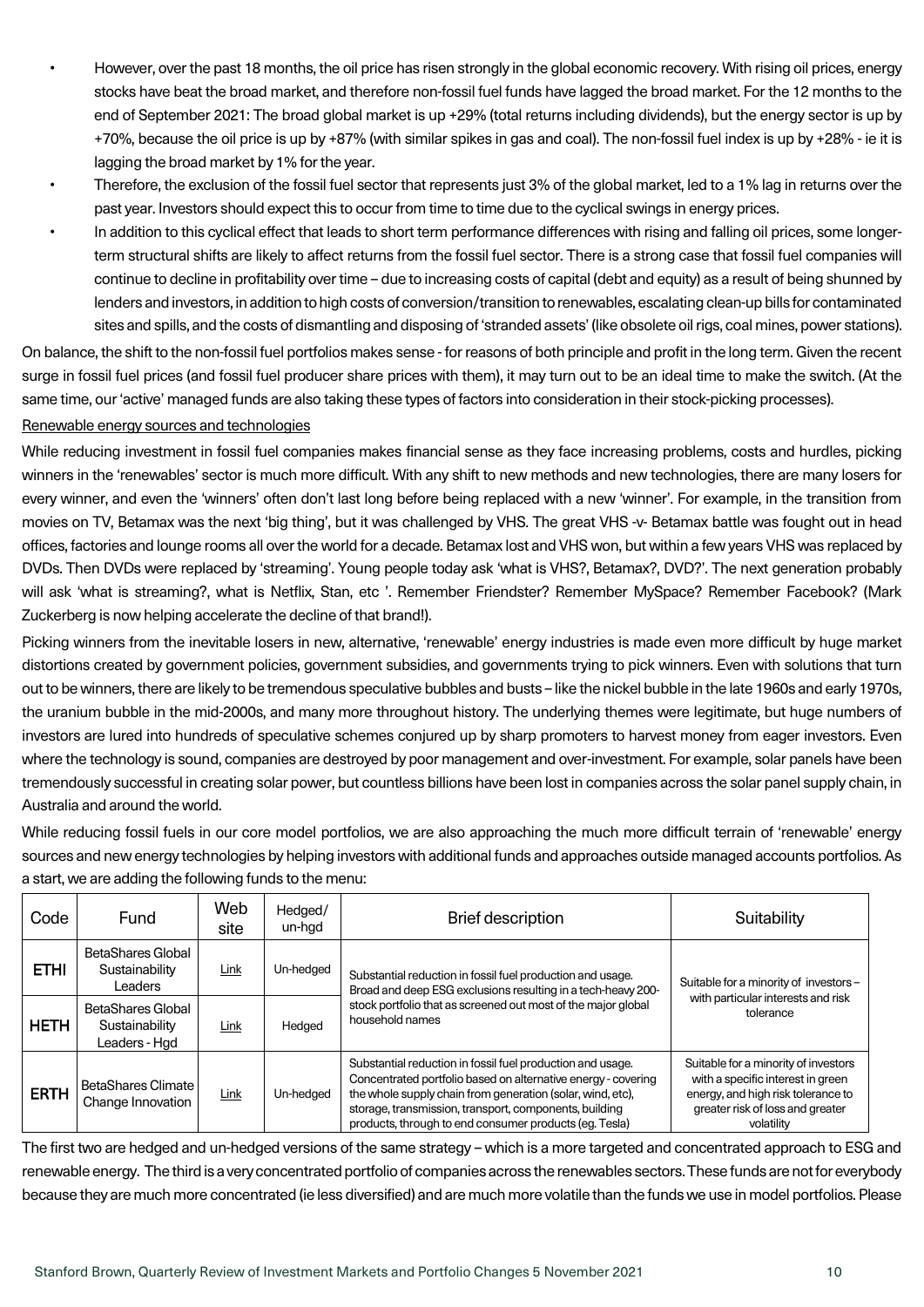- However, over the past 18 months, the oil price has risen strongly in the global economic recovery. With rising oil prices, energy stocks have beat the broad market, and therefore non-fossil fuel funds have lagged the broad market. For the 12 months to the end of September 2021: The broad global market is up +29% (total returns including dividends), but the energy sector is up by +70%, because the oil price is up by +87% (with similar spikes in gas and coal). The non-fossil fuel index is up by +28% - ie it is lagging the broad market by 1% for the year.
- Therefore, the exclusion of the fossil fuel sector that represents just 3% of the global market, led to a 1% lag in returns over the past year. Investors should expect this to occur from time to time due to the cyclical swings in energy prices.
- In addition to this cyclical effect that leads to short term performance differences with rising and falling oil prices, some longer-term structural shifts are likely to affect returns from the fossil fuel sector. There is a strong case that fossil fuel companies will continue to decline in profitability over time – due to increasing costs of capital (debt and equity) as a result of being shunned by lenders and investors, in addition to high costs of conversion/transition to renewables, escalating clean-up bills for contaminated sites and spills, and the costs of dismantling and disposing of 'stranded assets' (like obsolete oil rigs, coal mines, power stations).

On balance, the shift to the non-fossil fuel portfolios makes sense - for reasons of both principle and profit in the long term. Given the recent surge in fossil fuel prices (and fossil fuel producer share prices with them), it may turn out to be an ideal time to make the switch. (At the same time, our 'active' managed funds are also taking these types of factors into consideration in their stock-picking processes).

Renewable energy sources and technologies

While reducing investment in fossil fuel companies makes financial sense as they face increasing problems, costs and hurdles, picking winners in the 'renewables' sector is much more difficult. With any shift to new methods and new technologies, there are many losers for every winner, and even the 'winners' often don't last long before being replaced with a new 'winner'. For example, in the transition from movies on TV, Betamax was the next 'big thing', but it was challenged by VHS. The great VHS -v- Betamax battle was fought out in head offices, factories and lounge rooms all over the world for a decade. Betamax lost and VHS won, but within a few years VHS was replaced by DVDs. Then DVDs were replaced by 'streaming'. Young people today ask 'what is VHS?, Betamax?, DVD?'. The next generation probably will ask 'what is streaming?, what is Netflix, Stan, etc '. Remember Friendster? Remember MySpace? Remember Facebook? (Mark Zuckerberg is now helping accelerate the decline of that brand!).

Picking winners from the inevitable losers in new, alternative, 'renewable' energy industries is made even more difficult by huge market distortions created by government policies, government subsidies, and governments trying to pick winners. Even with solutions that turn out to be winners, there are likely to be tremendous speculative bubbles and busts – like the nickel bubble in the late 1960s and early 1970s, the uranium bubble in the mid-2000s, and many more throughout history. The underlying themes were legitimate, but huge numbers of investors are lured into hundreds of speculative schemes conjured up by sharp promoters to harvest money from eager investors. Even where the technology is sound, companies are destroyed by poor management and over-investment. For example, solar panels have been tremendously successful in creating solar power, but countless billions have been lost in companies across the solar panel supply chain, in Australia and around the world.

While reducing fossil fuels in our core model portfolios, we are also approaching the much more difficult terrain of 'renewable' energy sources and new energy technologies by helping investors with additional funds and approaches outside managed accounts portfolios. As a start, we are adding the following funds to the menu:

| Code | Fund | Web site | Hedged/ un-hgd | Brief description | Suitability |
|---|---|---|---|---|---|
| **ETHI** | BetaShares Global Sustainability Leaders | Link | Un-hedged | Substantial reduction in fossil fuel production and usage. Broad and deep ESG exclusions resulting in a tech-heavy 200-stock portfolio that as screened out most of the major global household names | Suitable for a minority of investors – with particular interests and risk tolerance |
| **HETH** | BetaShares Global Sustainability Leaders - Hgd | Link | Hedged | | |
| **ERTH** | BetaShares Climate Change Innovation | Link | Un-hedged | Substantial reduction in fossil fuel production and usage. Concentrated portfolio based on alternative energy - covering the whole supply chain from generation (solar, wind, etc), storage, transmission, transport, components, building products, through to end consumer products (eg. Tesla) | Suitable for a minority of investors with a specific interest in green energy, and high risk tolerance to greater risk of loss and greater volatility |

The first two are hedged and un-hedged versions of the same strategy – which is a more targeted and concentrated approach to ESG and renewable energy. The third is a very concentrated portfolio of companies across the renewables sectors. These funds are not for everybody because they are much more concentrated (ie less diversified) and are much more volatile than the funds we use in model portfolios. Please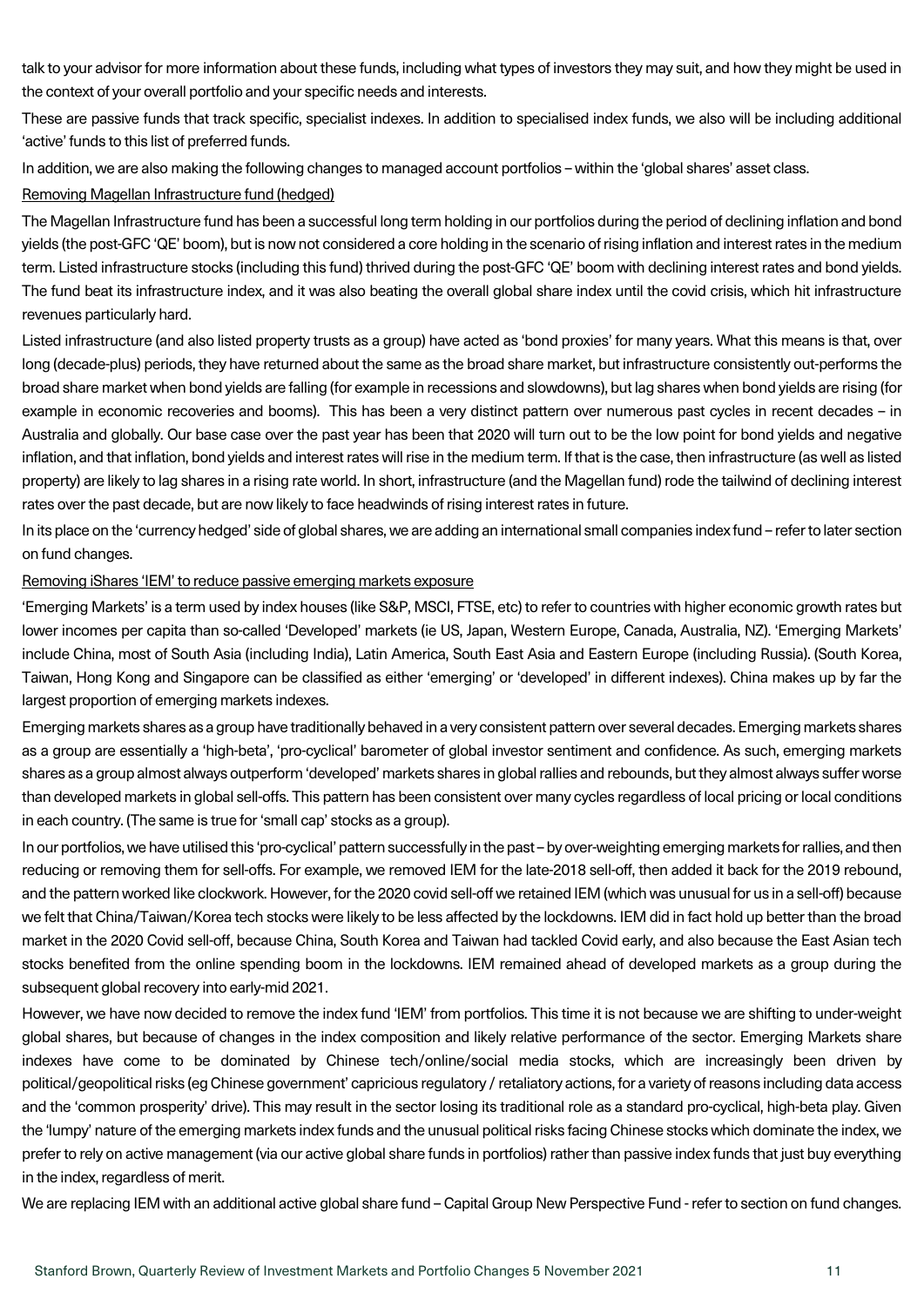talk to your advisor for more information about these funds, including what types of investors they may suit, and how they might be used in the context of your overall portfolio and your specific needs and interests.

These are passive funds that track specific, specialist indexes. In addition to specialised index funds, we also will be including additional 'active' funds to this list of preferred funds.

In addition, we are also making the following changes to managed account portfolios – within the 'global shares' asset class.

<u>Removing Magellan Infrastructure fund (hedged)</u>

The Magellan Infrastructure fund has been a successful long term holding in our portfolios during the period of declining inflation and bond yields (the post-GFC 'QE' boom), but is now not considered a core holding in the scenario of rising inflation and interest rates in the medium term. Listed infrastructure stocks (including this fund) thrived during the post-GFC 'QE' boom with declining interest rates and bond yields. The fund beat its infrastructure index, and it was also beating the overall global share index until the covid crisis, which hit infrastructure revenues particularly hard.

Listed infrastructure (and also listed property trusts as a group) have acted as 'bond proxies' for many years. What this means is that, over long (decade-plus) periods, they have returned about the same as the broad share market, but infrastructure consistently out-performs the broad share market when bond yields are falling (for example in recessions and slowdowns), but lag shares when bond yields are rising (for example in economic recoveries and booms). This has been a very distinct pattern over numerous past cycles in recent decades – in Australia and globally. Our base case over the past year has been that 2020 will turn out to be the low point for bond yields and negative inflation, and that inflation, bond yields and interest rates will rise in the medium term. If that is the case, then infrastructure (as well as listed property) are likely to lag shares in a rising rate world. In short, infrastructure (and the Magellan fund) rode the tailwind of declining interest rates over the past decade, but are now likely to face headwinds of rising interest rates in future.

In its place on the 'currency hedged' side of global shares, we are adding an international small companies index fund – refer to later section on fund changes.

<u>Removing iShares 'IEM' to reduce passive emerging markets exposure</u>

'Emerging Markets' is a term used by index houses (like S&P, MSCI, FTSE, etc) to refer to countries with higher economic growth rates but lower incomes per capita than so-called 'Developed' markets (ie US, Japan, Western Europe, Canada, Australia, NZ). 'Emerging Markets' include China, most of South Asia (including India), Latin America, South East Asia and Eastern Europe (including Russia). (South Korea, Taiwan, Hong Kong and Singapore can be classified as either 'emerging' or 'developed' in different indexes). China makes up by far the largest proportion of emerging markets indexes.

Emerging markets shares as a group have traditionally behaved in a very consistent pattern over several decades. Emerging markets shares as a group are essentially a 'high-beta', 'pro-cyclical' barometer of global investor sentiment and confidence. As such, emerging markets shares as a group almost always outperform 'developed' markets shares in global rallies and rebounds, but they almost always suffer worse than developed markets in global sell-offs. This pattern has been consistent over many cycles regardless of local pricing or local conditions in each country. (The same is true for 'small cap' stocks as a group).

In our portfolios, we have utilised this 'pro-cyclical' pattern successfully in the past – by over-weighting emerging markets for rallies, and then reducing or removing them for sell-offs. For example, we removed IEM for the late-2018 sell-off, then added it back for the 2019 rebound, and the pattern worked like clockwork. However, for the 2020 covid sell-off we retained IEM (which was unusual for us in a sell-off) because we felt that China/Taiwan/Korea tech stocks were likely to be less affected by the lockdowns. IEM did in fact hold up better than the broad market in the 2020 Covid sell-off, because China, South Korea and Taiwan had tackled Covid early, and also because the East Asian tech stocks benefited from the online spending boom in the lockdowns. IEM remained ahead of developed markets as a group during the subsequent global recovery into early-mid 2021.

However, we have now decided to remove the index fund 'IEM' from portfolios. This time it is not because we are shifting to under-weight global shares, but because of changes in the index composition and likely relative performance of the sector. Emerging Markets share indexes have come to be dominated by Chinese tech/online/social media stocks, which are increasingly been driven by political/geopolitical risks (eg Chinese government' capricious regulatory / retaliatory actions, for a variety of reasons including data access and the 'common prosperity' drive). This may result in the sector losing its traditional role as a standard pro-cyclical, high-beta play. Given the 'lumpy' nature of the emerging markets index funds and the unusual political risks facing Chinese stocks which dominate the index, we prefer to rely on active management (via our active global share funds in portfolios) rather than passive index funds that just buy everything in the index, regardless of merit.

We are replacing IEM with an additional active global share fund – Capital Group New Perspective Fund - refer to section on fund changes.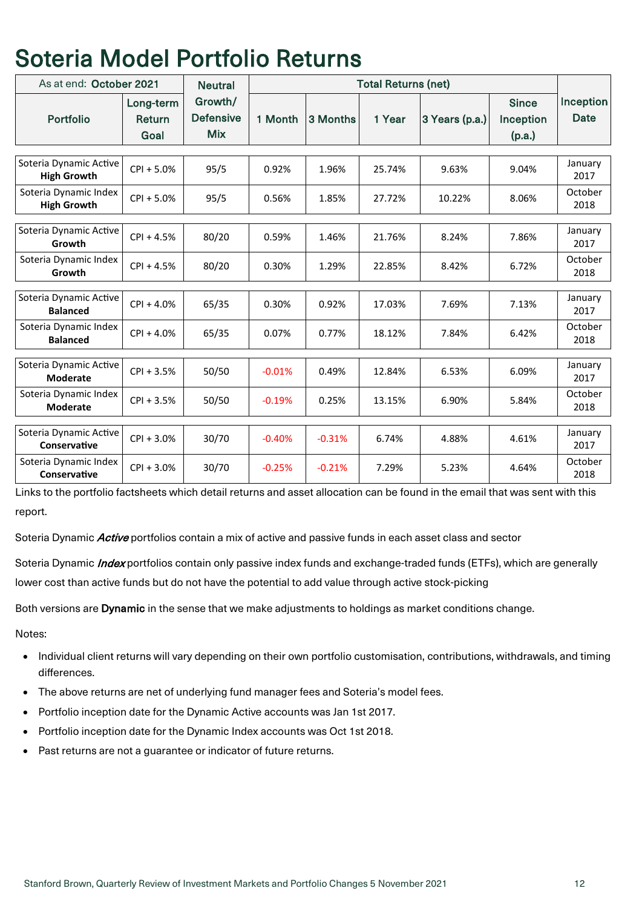# Soteria Model Portfolio Returns

| As at end: **October 2021** | | Neutral Growth/ Defensive Mix | Total Returns (net) | | | | | Inception Date |
|---|---|---|---|---|---|---|---|---|
| Portfolio | Long-term Return Goal | | 1 Month | 3 Months | 1 Year | 3 Years (p.a.) | Since Inception (p.a.) | |
| Soteria Dynamic Active **High Growth** | CPI + 5.0% | 95/5 | 0.92% | 1.96% | 25.74% | 9.63% | 9.04% | January 2017 |
| Soteria Dynamic Index **High Growth** | CPI + 5.0% | 95/5 | 0.56% | 1.85% | 27.72% | 10.22% | 8.06% | October 2018 |
| Soteria Dynamic Active **Growth** | CPI + 4.5% | 80/20 | 0.59% | 1.46% | 21.76% | 8.24% | 7.86% | January 2017 |
| Soteria Dynamic Index **Growth** | CPI + 4.5% | 80/20 | 0.30% | 1.29% | 22.85% | 8.42% | 6.72% | October 2018 |
| Soteria Dynamic Active **Balanced** | CPI + 4.0% | 65/35 | 0.30% | 0.92% | 17.03% | 7.69% | 7.13% | January 2017 |
| Soteria Dynamic Index **Balanced** | CPI + 4.0% | 65/35 | 0.07% | 0.77% | 18.12% | 7.84% | 6.42% | October 2018 |
| Soteria Dynamic Active **Moderate** | CPI + 3.5% | 50/50 | -0.01% | 0.49% | 12.84% | 6.53% | 6.09% | January 2017 |
| Soteria Dynamic Index **Moderate** | CPI + 3.5% | 50/50 | -0.19% | 0.25% | 13.15% | 6.90% | 5.84% | October 2018 |
| Soteria Dynamic Active **Conservative** | CPI + 3.0% | 30/70 | -0.40% | -0.31% | 6.74% | 4.88% | 4.61% | January 2017 |
| Soteria Dynamic Index **Conservative** | CPI + 3.0% | 30/70 | -0.25% | -0.21% | 7.29% | 5.23% | 4.64% | October 2018 |

Links to the portfolio factsheets which detail returns and asset allocation can be found in the email that was sent with this report.

Soteria Dynamic ***Active*** portfolios contain a mix of active and passive funds in each asset class and sector

Soteria Dynamic ***Index*** portfolios contain only passive index funds and exchange-traded funds (ETFs), which are generally lower cost than active funds but do not have the potential to add value through active stock-picking

Both versions are **Dynamic** in the sense that we make adjustments to holdings as market conditions change.

Notes:

- Individual client returns will vary depending on their own portfolio customisation, contributions, withdrawals, and timing differences.
- The above returns are net of underlying fund manager fees and Soteria's model fees.
- Portfolio inception date for the Dynamic Active accounts was Jan 1st 2017.
- Portfolio inception date for the Dynamic Index accounts was Oct 1st 2018.
- Past returns are not a guarantee or indicator of future returns.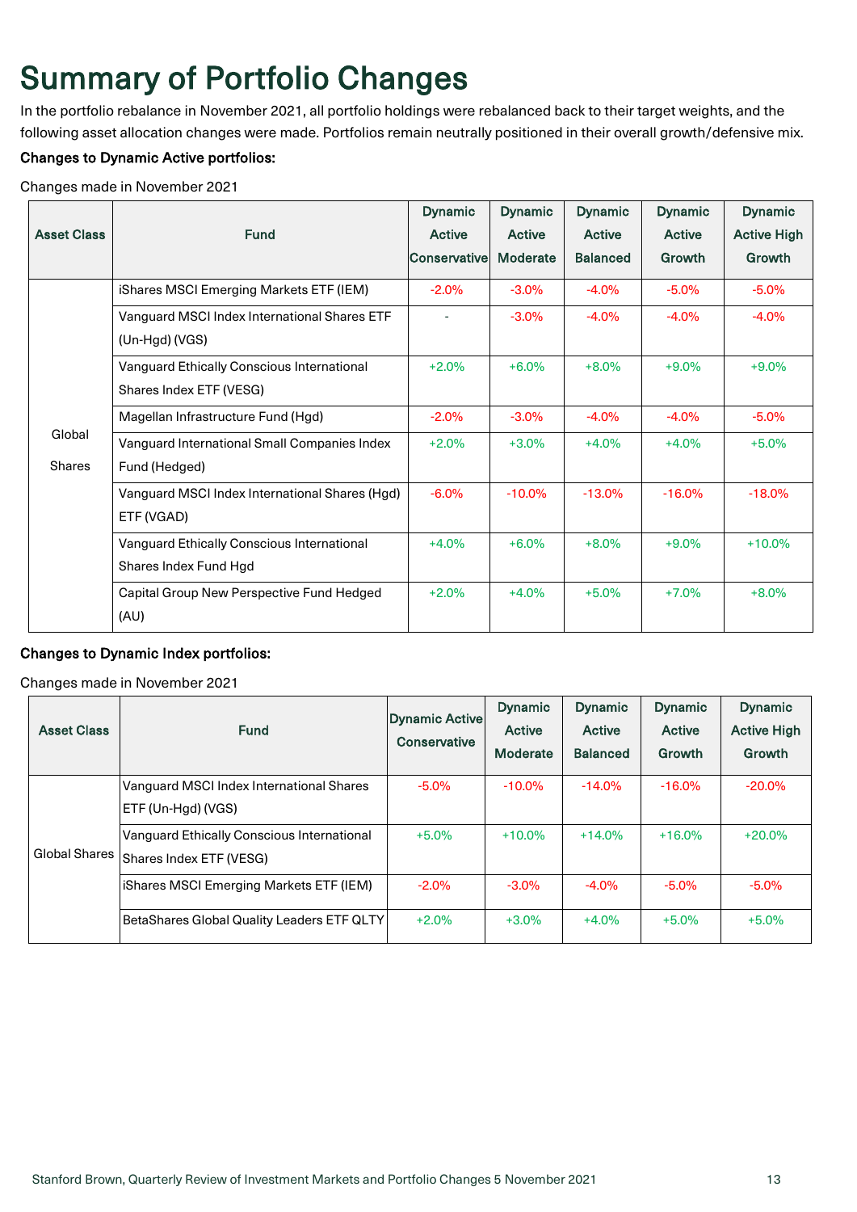# Summary of Portfolio Changes

In the portfolio rebalance in November 2021, all portfolio holdings were rebalanced back to their target weights, and the following asset allocation changes were made. Portfolios remain neutrally positioned in their overall growth/defensive mix.

**Changes to Dynamic Active portfolios:**

Changes made in November 2021

| Asset Class | Fund | Dynamic Active Conservative | Dynamic Active Moderate | Dynamic Active Balanced | Dynamic Active Growth | Dynamic Active High Growth |
|---|---|---|---|---|---|---|
| Global Shares | iShares MSCI Emerging Markets ETF (IEM) | -2.0% | -3.0% | -4.0% | -5.0% | -5.0% |
| | Vanguard MSCI Index International Shares ETF (Un-Hgd) (VGS) | - | -3.0% | -4.0% | -4.0% | -4.0% |
| | Vanguard Ethically Conscious International Shares Index ETF (VESG) | +2.0% | +6.0% | +8.0% | +9.0% | +9.0% |
| | Magellan Infrastructure Fund (Hgd) | -2.0% | -3.0% | -4.0% | -4.0% | -5.0% |
| | Vanguard International Small Companies Index Fund (Hedged) | +2.0% | +3.0% | +4.0% | +4.0% | +5.0% |
| | Vanguard MSCI Index International Shares (Hgd) ETF (VGAD) | -6.0% | -10.0% | -13.0% | -16.0% | -18.0% |
| | Vanguard Ethically Conscious International Shares Index Fund Hgd | +4.0% | +6.0% | +8.0% | +9.0% | +10.0% |
| | Capital Group New Perspective Fund Hedged (AU) | +2.0% | +4.0% | +5.0% | +7.0% | +8.0% |

**Changes to Dynamic Index portfolios:**

Changes made in November 2021

| Asset Class | Fund | Dynamic Active Conservative | Dynamic Active Moderate | Dynamic Active Balanced | Dynamic Active Growth | Dynamic Active High Growth |
|---|---|---|---|---|---|---|
| Global Shares | Vanguard MSCI Index International Shares ETF (Un-Hgd) (VGS) | -5.0% | -10.0% | -14.0% | -16.0% | -20.0% |
| | Vanguard Ethically Conscious International Shares Index ETF (VESG) | +5.0% | +10.0% | +14.0% | +16.0% | +20.0% |
| | iShares MSCI Emerging Markets ETF (IEM) | -2.0% | -3.0% | -4.0% | -5.0% | -5.0% |
| | BetaShares Global Quality Leaders ETF QLTY | +2.0% | +3.0% | +4.0% | +5.0% | +5.0% |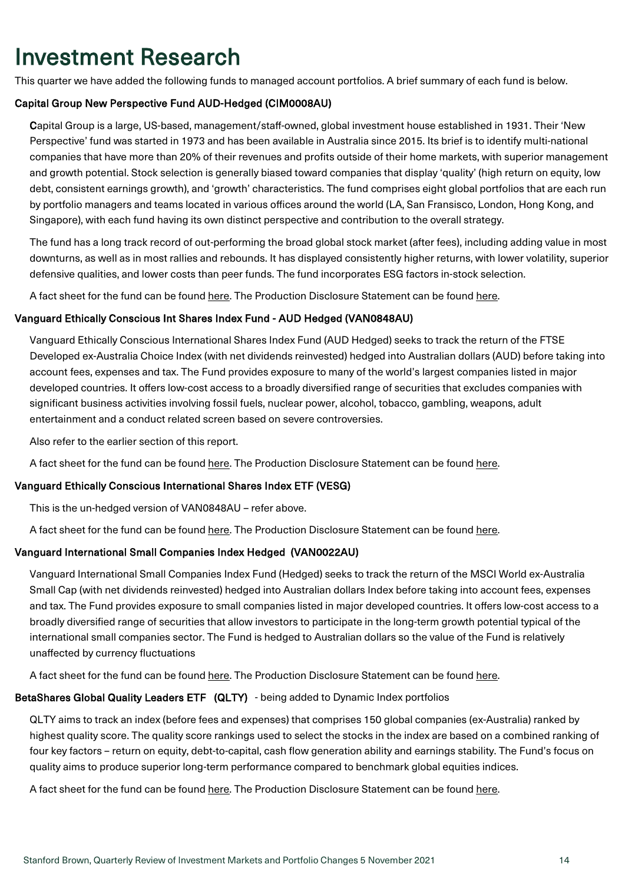# Investment Research

This quarter we have added the following funds to managed account portfolios. A brief summary of each fund is below.

### Capital Group New Perspective Fund AUD-Hedged (CIM0008AU)

Capital Group is a large, US-based, management/staff-owned, global investment house established in 1931. Their 'New Perspective' fund was started in 1973 and has been available in Australia since 2015. Its brief is to identify multi-national companies that have more than 20% of their revenues and profits outside of their home markets, with superior management and growth potential. Stock selection is generally biased toward companies that display 'quality' (high return on equity, low debt, consistent earnings growth), and 'growth' characteristics. The fund comprises eight global portfolios that are each run by portfolio managers and teams located in various offices around the world (LA, San Fransisco, London, Hong Kong, and Singapore), with each fund having its own distinct perspective and contribution to the overall strategy.

The fund has a long track record of out-performing the broad global stock market (after fees), including adding value in most downturns, as well as in most rallies and rebounds. It has displayed consistently higher returns, with lower volatility, superior defensive qualities, and lower costs than peer funds. The fund incorporates ESG factors in-stock selection.

A fact sheet for the fund can be found here. The Production Disclosure Statement can be found here.

### Vanguard Ethically Conscious Int Shares Index Fund - AUD Hedged (VAN0848AU)

Vanguard Ethically Conscious International Shares Index Fund (AUD Hedged) seeks to track the return of the FTSE Developed ex-Australia Choice Index (with net dividends reinvested) hedged into Australian dollars (AUD) before taking into account fees, expenses and tax. The Fund provides exposure to many of the world's largest companies listed in major developed countries. It offers low-cost access to a broadly diversified range of securities that excludes companies with significant business activities involving fossil fuels, nuclear power, alcohol, tobacco, gambling, weapons, adult entertainment and a conduct related screen based on severe controversies.

Also refer to the earlier section of this report.

A fact sheet for the fund can be found here. The Production Disclosure Statement can be found here.

### Vanguard Ethically Conscious International Shares Index ETF (VESG)

This is the un-hedged version of VAN0848AU – refer above.

A fact sheet for the fund can be found here. The Production Disclosure Statement can be found here.

### Vanguard International Small Companies Index Hedged (VAN0022AU)

Vanguard International Small Companies Index Fund (Hedged) seeks to track the return of the MSCI World ex-Australia Small Cap (with net dividends reinvested) hedged into Australian dollars Index before taking into account fees, expenses and tax. The Fund provides exposure to small companies listed in major developed countries. It offers low-cost access to a broadly diversified range of securities that allow investors to participate in the long-term growth potential typical of the international small companies sector. The Fund is hedged to Australian dollars so the value of the Fund is relatively unaffected by currency fluctuations

A fact sheet for the fund can be found here. The Production Disclosure Statement can be found here.

### BetaShares Global Quality Leaders ETF (QLTY) - being added to Dynamic Index portfolios

QLTY aims to track an index (before fees and expenses) that comprises 150 global companies (ex-Australia) ranked by highest quality score. The quality score rankings used to select the stocks in the index are based on a combined ranking of four key factors – return on equity, debt-to-capital, cash flow generation ability and earnings stability. The Fund's focus on quality aims to produce superior long-term performance compared to benchmark global equities indices.

A fact sheet for the fund can be found here. The Production Disclosure Statement can be found here.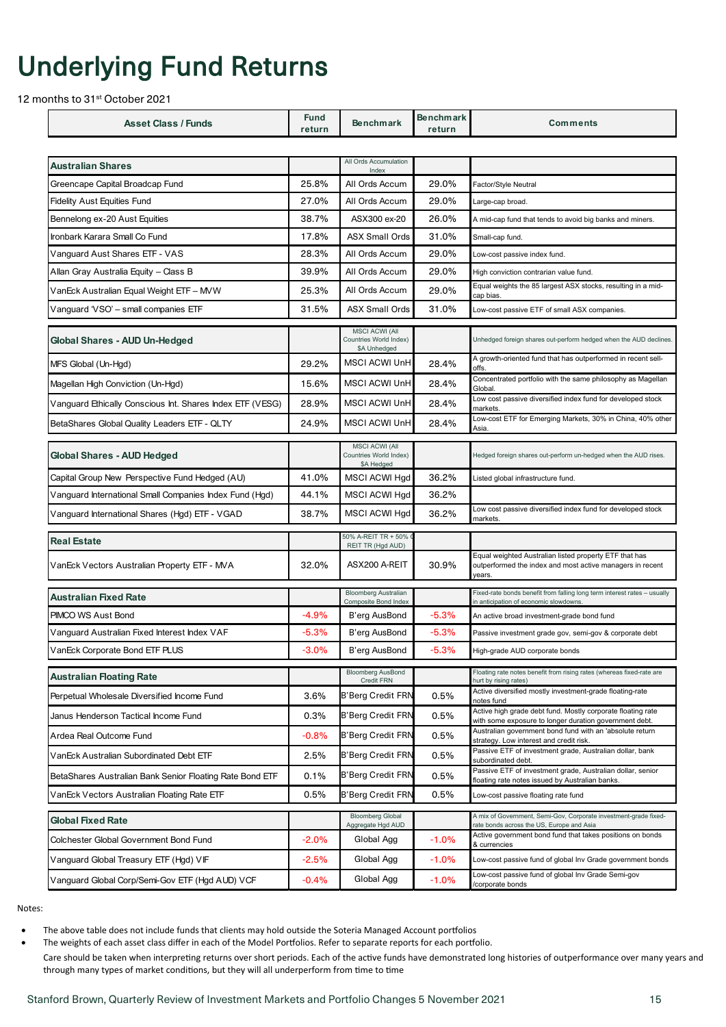# Underlying Fund Returns

12 months to 31st October 2021

| Asset Class / Funds | Fund return | Benchmark | Benchmark return | Comments |
|---|---|---|---|---|
| **Australian Shares** | | All Ords Accumulation Index | | |
| Greencape Capital Broadcap Fund | 25.8% | All Ords Accum | 29.0% | Factor/Style Neutral |
| Fidelity Aust Equities Fund | 27.0% | All Ords Accum | 29.0% | Large-cap broad. |
| Bennelong ex-20 Aust Equities | 38.7% | ASX300 ex-20 | 26.0% | A mid-cap fund that tends to avoid big banks and miners. |
| Ironbark Karara Small Co Fund | 17.8% | ASX Small Ords | 31.0% | Small-cap fund. |
| Vanguard Aust Shares ETF - VAS | 28.3% | All Ords Accum | 29.0% | Low-cost passive index fund. |
| Allan Gray Australia Equity – Class B | 39.9% | All Ords Accum | 29.0% | High conviction contrarian value fund. |
| VanEck Australian Equal Weight ETF – MVW | 25.3% | All Ords Accum | 29.0% | Equal weights the 85 largest ASX stocks, resulting in a mid-cap bias. |
| Vanguard 'VSO' – small companies ETF | 31.5% | ASX Small Ords | 31.0% | Low-cost passive ETF of small ASX companies. |
| **Global Shares - AUD Un-Hedged** | | MSCI ACWI (All Countries World Index) $A Unhedged | | Unhedged foreign shares out-perform hedged when the AUD declines. |
| MFS Global (Un-Hgd) | 29.2% | MSCI ACWI UnH | 28.4% | A growth-oriented fund that has outperformed in recent sell-offs. |
| Magellan High Conviction (Un-Hgd) | 15.6% | MSCI ACWI UnH | 28.4% | Concentrated portfolio with the same philosophy as Magellan Global. |
| Vanguard Ethically Conscious Int. Shares Index ETF (VESG) | 28.9% | MSCI ACWI UnH | 28.4% | Low cost passive diversified index fund for developed stock markets. |
| BetaShares Global Quality Leaders ETF - QLTY | 24.9% | MSCI ACWI UnH | 28.4% | Low-cost ETF for Emerging Markets, 30% in China, 40% other Asia. |
| **Global Shares - AUD Hedged** | | MSCI ACWI (All Countries World Index) $A Hedged | | Hedged foreign shares out-perform un-hedged when the AUD rises. |
| Capital Group New Perspective Fund Hedged (AU) | 41.0% | MSCI ACWI Hgd | 36.2% | Listed global infrastructure fund. |
| Vanguard International Small Companies Index Fund (Hgd) | 44.1% | MSCI ACWI Hgd | 36.2% | |
| Vanguard International Shares (Hgd) ETF - VGAD | 38.7% | MSCI ACWI Hgd | 36.2% | Low cost passive diversified index fund for developed stock markets. |
| **Real Estate** | | 50% A-REIT TR + 50% G REIT TR (Hgd AUD) | | |
| VanEck Vectors Australian Property ETF - MVA | 32.0% | ASX200 A-REIT | 30.9% | Equal weighted Australian listed property ETF that has outperformed the index and most active managers in recent years. |
| **Australian Fixed Rate** | | Bloomberg Australian Composite Bond Index | | Fixed-rate bonds benefit from falling long term interest rates – usually in anticipation of economic slowdowns. |
| PIMCO WS Aust Bond | -4.9% | B'erg AusBond | -5.3% | An active broad investment-grade bond fund |
| Vanguard Australian Fixed Interest Index VAF | -5.3% | B'erg AusBond | -5.3% | Passive investment grade gov, semi-gov & corporate debt |
| VanEck Corporate Bond ETF PLUS | -3.0% | B'erg AusBond | -5.3% | High-grade AUD corporate bonds |
| **Australian Floating Rate** | | Bloomberg AusBond Credit FRN | | Floating rate notes benefit from rising rates (whereas fixed-rate are hurt by rising rates) |
| Perpetual Wholesale Diversified Income Fund | 3.6% | B'Berg Credit FRN | 0.5% | Active diversified mostly investment-grade floating-rate notes fund |
| Janus Henderson Tactical Income Fund | 0.3% | B'Berg Credit FRN | 0.5% | Active high grade debt fund. Mostly corporate floating rate with some exposure to longer duration government debt. |
| Ardea Real Outcome Fund | -0.8% | B'Berg Credit FRN | 0.5% | Australian government bond fund with an 'absolute return strategy. Low interest and credit risk. |
| VanEck Australian Subordinated Debt ETF | 2.5% | B'Berg Credit FRN | 0.5% | Passive ETF of investment grade, Australian dollar, bank subordinated debt. |
| BetaShares Australian Bank Senior Floating Rate Bond ETF | 0.1% | B'Berg Credit FRN | 0.5% | Passive ETF of investment grade, Australian dollar, senior floating rate notes issued by Australian banks. |
| VanEck Vectors Australian Floating Rate ETF | 0.5% | B'Berg Credit FRN | 0.5% | Low-cost passive floating rate fund |
| **Global Fixed Rate** | | Bloomberg Global Aggregate Hgd AUD | | A mix of Government, Semi-Gov, Corporate investment-grade fixed-rate bonds across the US, Europe and Asia |
| Colchester Global Government Bond Fund | -2.0% | Global Agg | -1.0% | Active government bond fund that takes positions on bonds & currencies |
| Vanguard Global Treasury ETF (Hgd) VIF | -2.5% | Global Agg | -1.0% | Low-cost passive fund of global Inv Grade government bonds |
| Vanguard Global Corp/Semi-Gov ETF (Hgd AUD) VCF | -0.4% | Global Agg | -1.0% | Low-cost passive fund of global Inv Grade Semi-gov /corporate bonds |

Notes:

- The above table does not include funds that clients may hold outside the Soteria Managed Account portfolios
- The weights of each asset class differ in each of the Model Portfolios. Refer to separate reports for each portfolio.

Care should be taken when interpreting returns over short periods. Each of the active funds have demonstrated long histories of outperformance over many years and through many types of market conditions, but they will all underperform from time to time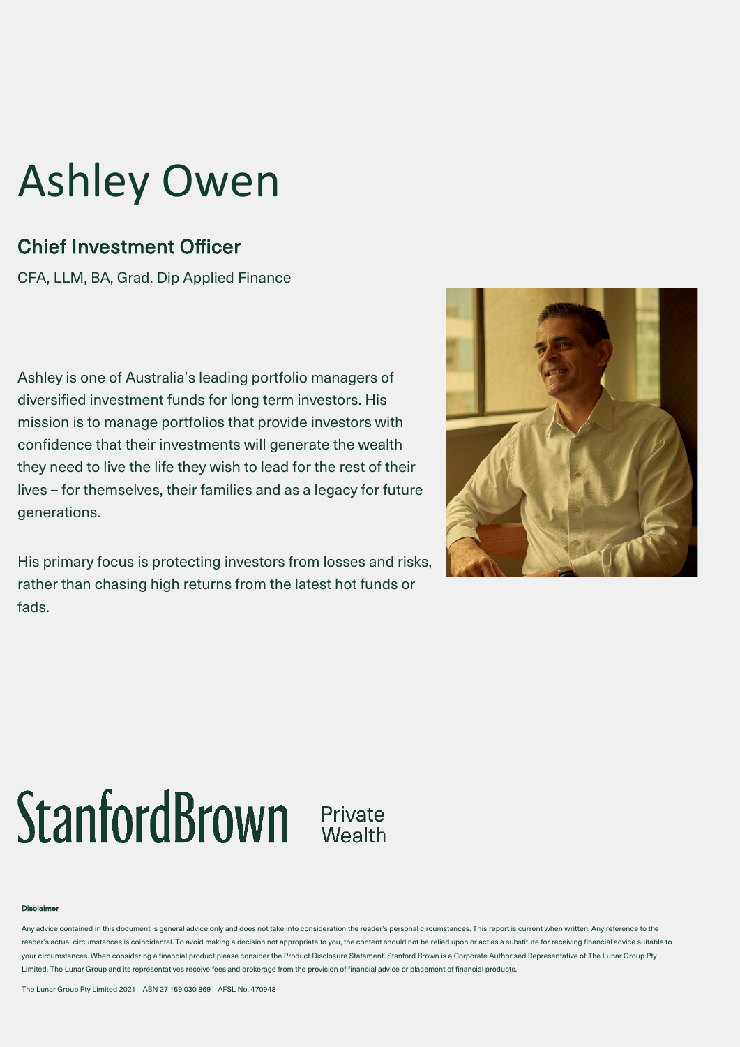# Ashley Owen

## Chief Investment Officer

CFA, LLM, BA, Grad. Dip Applied Finance

Ashley is one of Australia's leading portfolio managers of diversified investment funds for long term investors. His mission is to manage portfolios that provide investors with confidence that their investments will generate the wealth they need to live the life they wish to lead for the rest of their lives – for themselves, their families and as a legacy for future generations.

His primary focus is protecting investors from losses and risks, rather than chasing high returns from the latest hot funds or fads.

StanfordBrown Private Wealth

**Disclaimer**

Any advice contained in this document is general advice only and does not take into consideration the reader's personal circumstances. This report is current when written. Any reference to the reader's actual circumstances is coincidental. To avoid making a decision not appropriate to you, the content should not be relied upon or act as a substitute for receiving financial advice suitable to your circumstances. When considering a financial product please consider the Product Disclosure Statement. Stanford Brown is a Corporate Authorised Representative of The Lunar Group Pty Limited. The Lunar Group and its representatives receive fees and brokerage from the provision of financial advice or placement of financial products.

The Lunar Group Pty Limited 2021 ABN 27 159 030 869 AFSL No. 470948